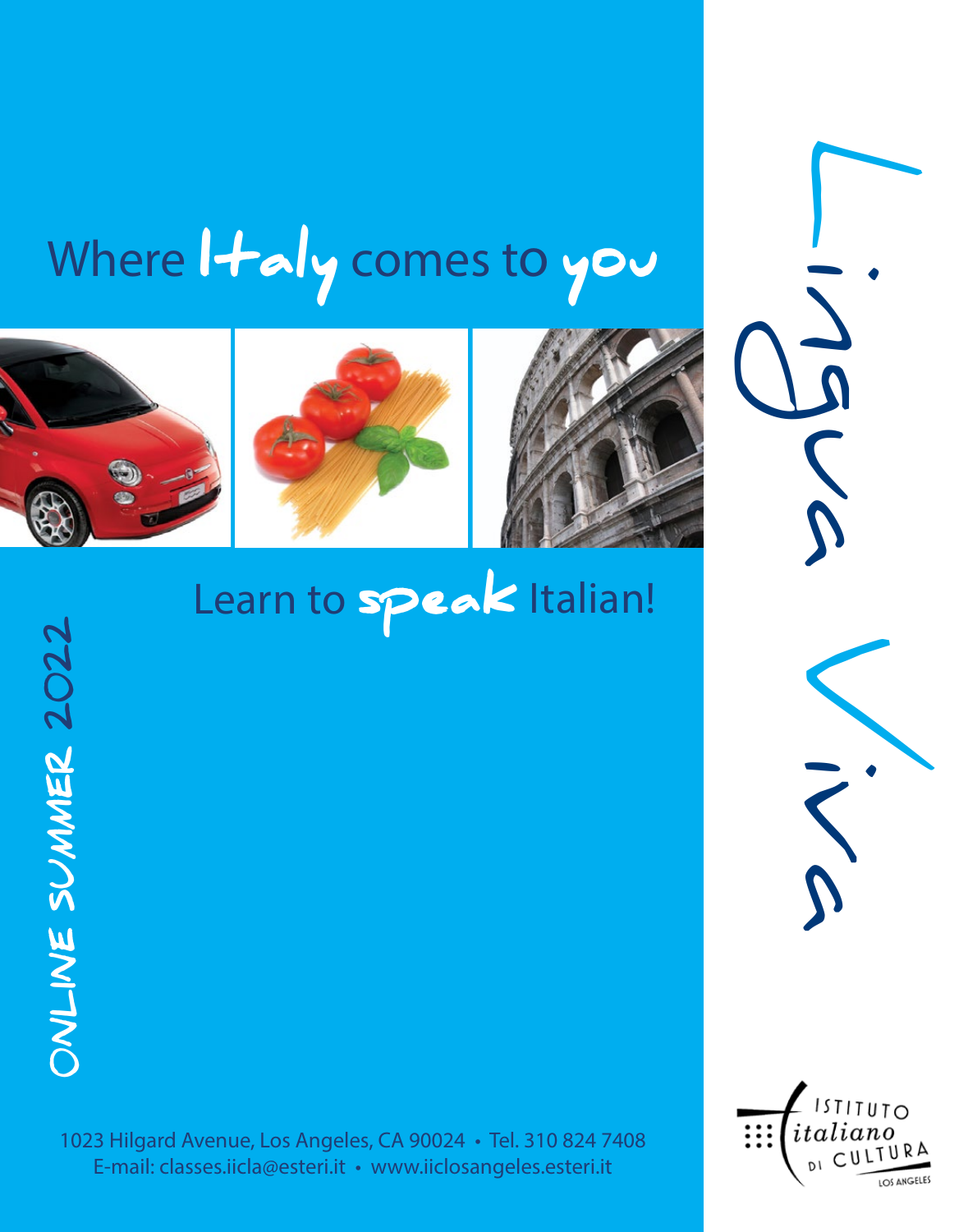# Lingua Viva

## Where Italy comes to you

## Learn to speak Italian!

**ONLINE SUMMER 2022**

1023 Hilgard Avenue, Los Angeles, CA 90024 • Tel. 310 824 7408
E-mail: classes.iicla@esteri.it • www.iiclosangeles.esteri.it

Istituto italiano di Cultura Los Angeles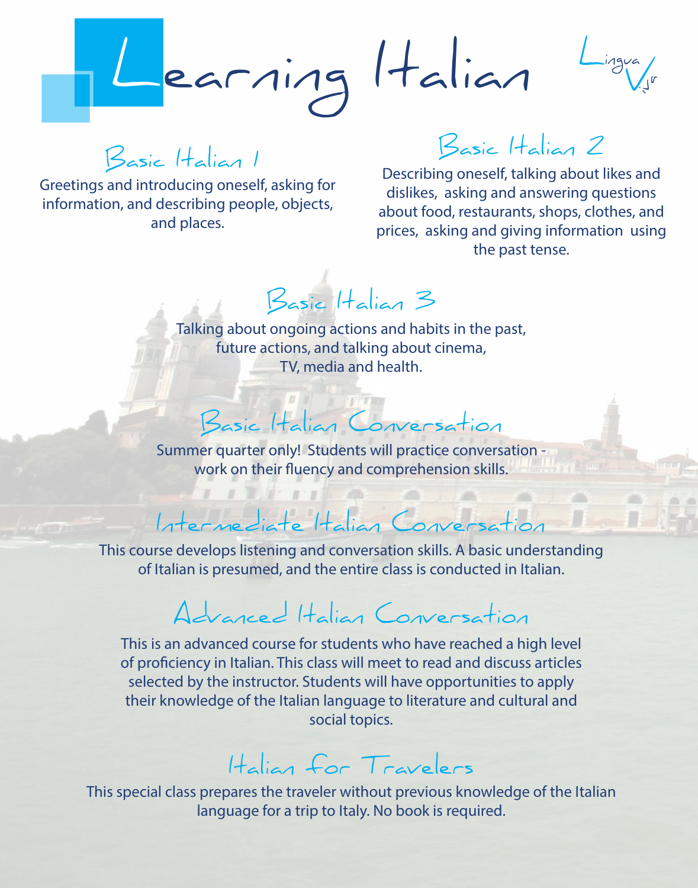# Learning Italian

Lingua Viva

## Basic Italian 1

Greetings and introducing oneself, asking for information, and describing people, objects, and places.

## Basic Italian 2

Describing oneself, talking about likes and dislikes, asking and answering questions about food, restaurants, shops, clothes, and prices, asking and giving information using the past tense.

## Basic Italian 3

Talking about ongoing actions and habits in the past, future actions, and talking about cinema, TV, media and health.

## Basic Italian Conversation

Summer quarter only! Students will practice conversation - work on their fluency and comprehension skills.

## Intermediate Italian Conversation

This course develops listening and conversation skills. A basic understanding of Italian is presumed, and the entire class is conducted in Italian.

## Advanced Italian Conversation

This is an advanced course for students who have reached a high level of proficiency in Italian. This class will meet to read and discuss articles selected by the instructor. Students will have opportunities to apply their knowledge of the Italian language to literature and cultural and social topics.

## Italian for Travelers

This special class prepares the traveler without previous knowledge of the Italian language for a trip to Italy. No book is required.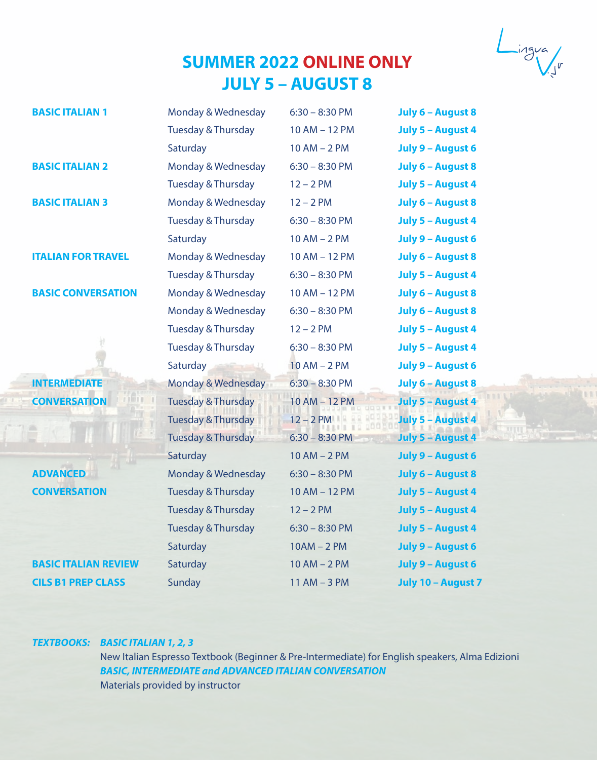# SUMMER 2022 ONLINE ONLY
## JULY 5 – AUGUST 8

| Course | Days | Time | Dates |
|---|---|---|---|
| **BASIC ITALIAN 1** | Monday & Wednesday | 6:30 – 8:30 PM | **July 6 – August 8** |
| | Tuesday & Thursday | 10 AM – 12 PM | **July 5 – August 4** |
| | Saturday | 10 AM – 2 PM | **July 9 – August 6** |
| **BASIC ITALIAN 2** | Monday & Wednesday | 6:30 – 8:30 PM | **July 6 – August 8** |
| | Tuesday & Thursday | 12 – 2 PM | **July 5 – August 4** |
| **BASIC ITALIAN 3** | Monday & Wednesday | 12 – 2 PM | **July 6 – August 8** |
| | Tuesday & Thursday | 6:30 – 8:30 PM | **July 5 – August 4** |
| | Saturday | 10 AM – 2 PM | **July 9 – August 6** |
| **ITALIAN FOR TRAVEL** | Monday & Wednesday | 10 AM – 12 PM | **July 6 – August 8** |
| | Tuesday & Thursday | 6:30 – 8:30 PM | **July 5 – August 4** |
| **BASIC CONVERSATION** | Monday & Wednesday | 10 AM – 12 PM | **July 6 – August 8** |
| | Monday & Wednesday | 6:30 – 8:30 PM | **July 6 – August 8** |
| | Tuesday & Thursday | 12 – 2 PM | **July 5 – August 4** |
| | Tuesday & Thursday | 6:30 – 8:30 PM | **July 5 – August 4** |
| | Saturday | 10 AM – 2 PM | **July 9 – August 6** |
| **INTERMEDIATE CONVERSATION** | Monday & Wednesday | 6:30 – 8:30 PM | **July 6 – August 8** |
| | Tuesday & Thursday | 10 AM – 12 PM | **July 5 – August 4** |
| | Tuesday & Thursday | 12 – 2 PM | **July 5 – August 4** |
| | Tuesday & Thursday | 6:30 – 8:30 PM | **July 5 – August 4** |
| | Saturday | 10 AM – 2 PM | **July 9 – August 6** |
| **ADVANCED CONVERSATION** | Monday & Wednesday | 6:30 – 8:30 PM | **July 6 – August 8** |
| | Tuesday & Thursday | 10 AM – 12 PM | **July 5 – August 4** |
| | Tuesday & Thursday | 12 – 2 PM | **July 5 – August 4** |
| | Tuesday & Thursday | 6:30 – 8:30 PM | **July 5 – August 4** |
| | Saturday | 10AM – 2 PM | **July 9 – August 6** |
| **BASIC ITALIAN REVIEW** | Saturday | 10 AM – 2 PM | **July 9 – August 6** |
| **CILS B1 PREP CLASS** | Sunday | 11 AM – 3 PM | **July 10 – August 7** |

***TEXTBOOKS:*** ***BASIC ITALIAN 1, 2, 3***

New Italian Espresso Textbook (Beginner & Pre-Intermediate) for English speakers, Alma Edizioni

***BASIC, INTERMEDIATE and ADVANCED ITALIAN CONVERSATION***

Materials provided by instructor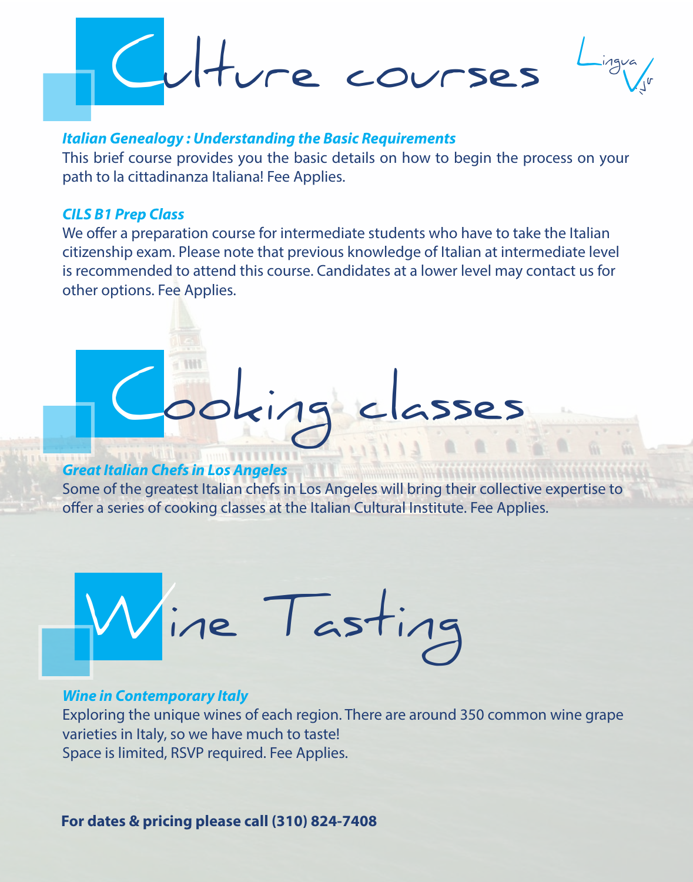# Culture courses

Lingua Viva

### *Italian Genealogy : Understanding the Basic Requirements*

This brief course provides you the basic details on how to begin the process on your path to la cittadinanza Italiana! Fee Applies.

### *CILS B1 Prep Class*

We offer a preparation course for intermediate students who have to take the Italian citizenship exam. Please note that previous knowledge of Italian at intermediate level is recommended to attend this course. Candidates at a lower level may contact us for other options. Fee Applies.

# Cooking classes

### *Great Italian Chefs in Los Angeles*

Some of the greatest Italian chefs in Los Angeles will bring their collective expertise to offer a series of cooking classes at the Italian Cultural Institute. Fee Applies.

# Wine Tasting

### *Wine in Contemporary Italy*

Exploring the unique wines of each region. There are around 350 common wine grape varieties in Italy, so we have much to taste!
Space is limited, RSVP required. Fee Applies.

**For dates & pricing please call (310) 824-7408**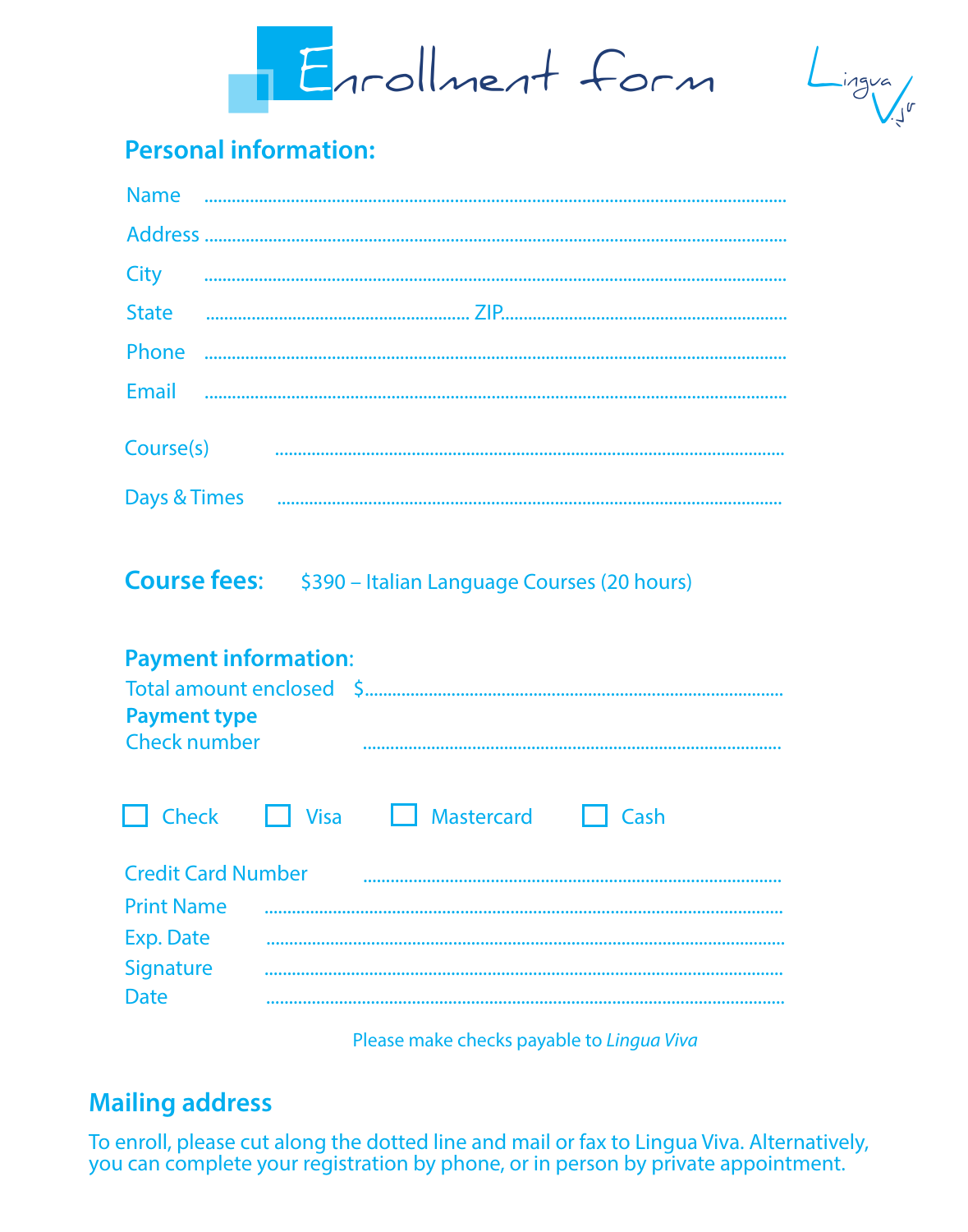# Enrollment form

Lingua Viva

## Personal information:

Name ..........................................................................................................

Address ..........................................................................................................

City ..........................................................................................................

State ............................................ ZIP............................................

Phone ..........................................................................................................

Email ..........................................................................................................

Course(s) ..........................................................................................................

Days & Times ..........................................................................................................

## Course fees:

$390 – Italian Language Courses (20 hours)

## Payment information:

Total amount enclosed $..........................................................................................

**Payment type**

Check number ..........................................................................................

☐ Check ☐ Visa ☐ Mastercard ☐ Cash

Credit Card Number ..........................................................................................

Print Name ..........................................................................................

Exp. Date ..........................................................................................

Signature ..........................................................................................

Date ..........................................................................................

Please make checks payable to *Lingua Viva*

## Mailing address

To enroll, please cut along the dotted line and mail or fax to Lingua Viva. Alternatively, you can complete your registration by phone, or in person by private appointment.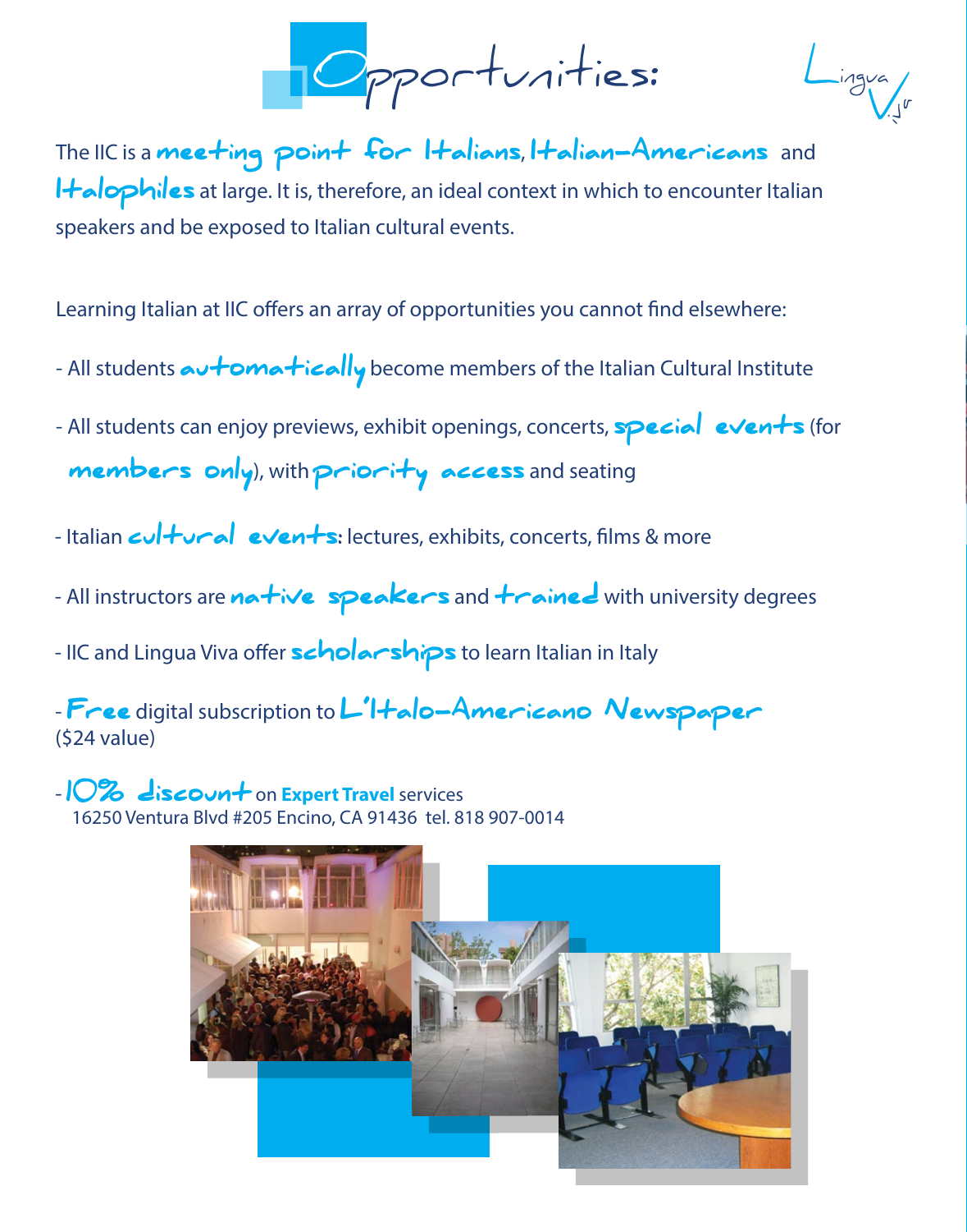# Opportunities:

Lingua Viva

The IIC is a **meeting point for Italians**, **Italian-Americans** and **Italophiles** at large. It is, therefore, an ideal context in which to encounter Italian speakers and be exposed to Italian cultural events.

Learning Italian at IIC offers an array of opportunities you cannot find elsewhere:

- All students **automatically** become members of the Italian Cultural Institute
- All students can enjoy previews, exhibit openings, concerts, **special events** (for **members only**), with **priority access** and seating
- Italian **cultural events**: lectures, exhibits, concerts, films & more
- All instructors are **native speakers** and **trained** with university degrees
- IIC and Lingua Viva offer **scholarships** to learn Italian in Italy
- **Free** digital subscription to **L'Italo-Americano Newspaper** ($24 value)
- **10% discount** on **Expert Travel** services
  16250 Ventura Blvd #205 Encino, CA 91436 tel. 818 907-0014